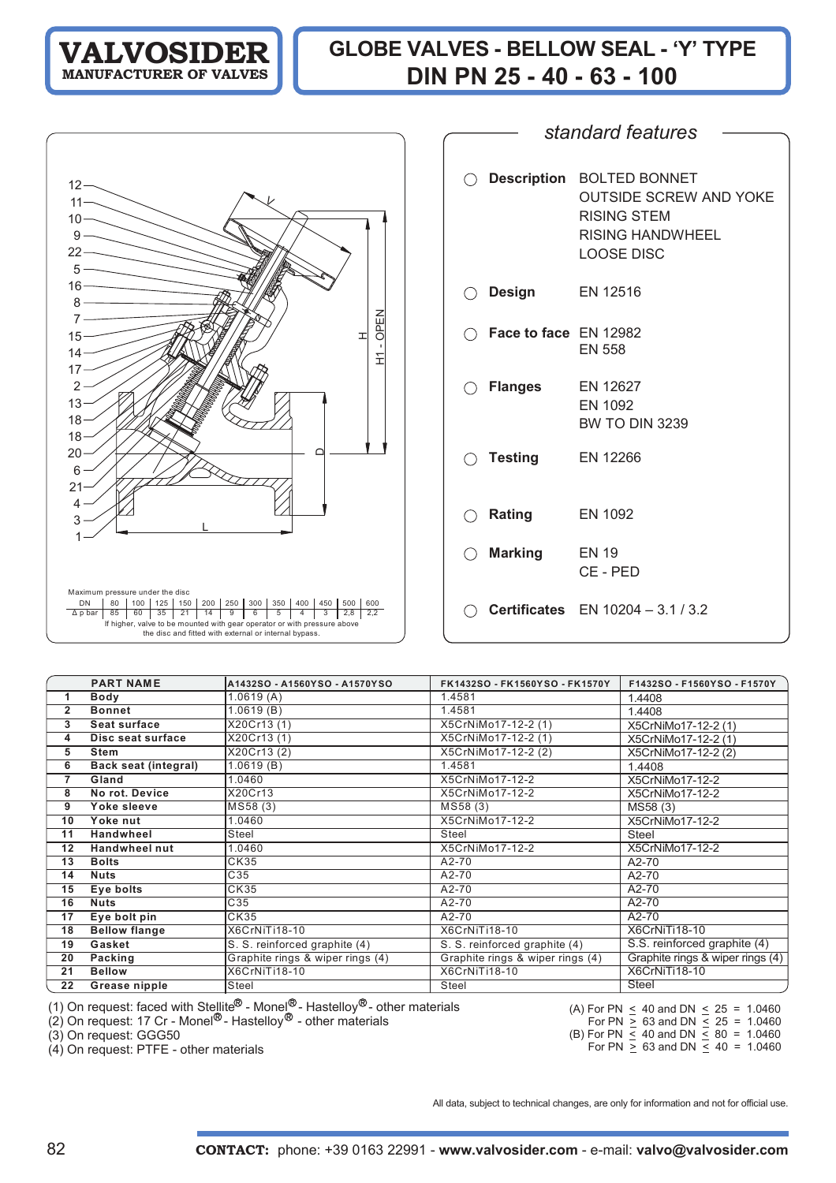# VALVOSIDER
MANUFACTURER OF VALVES

# GLOBE VALVES - BELLOW SEAL - 'Y' TYPE
## DIN PN 25 - 40 - 63 - 100

12
11
10
9
22
5
16
8
7
15
14
17
2
13
18
18
20
6
21
4
3
1

V
H
H1 - OPEN
D
L

Maximum pressure under the disc

| DN | 80 | 100 | 125 | 150 | 200 | 250 | 300 | 350 | 400 | 450 | 500 | 600 |
|---|---|---|---|---|---|---|---|---|---|---|---|---|
| Δ p bar | 85 | 60 | 35 | 21 | 14 | 9 | 6 | 5 | 4 | 3 | 2,8 | 2,2 |

If higher, valve to be mounted with gear operator or with pressure above the disc and fitted with external or internal bypass.

### *standard features*

- **Description** BOLTED BONNET
  OUTSIDE SCREW AND YOKE
  RISING STEM
  RISING HANDWHEEL
  LOOSE DISC
- **Design** EN 12516
- **Face to face** EN 12982
  EN 558
- **Flanges** EN 12627
  EN 1092
  BW TO DIN 3239
- **Testing** EN 12266
- **Rating** EN 1092
- **Marking** EN 19
  CE - PED
- **Certificates** EN 10204 – 3.1 / 3.2

| | PART NAME | A1432SO - A1560YSO - A1570YSO | FK1432SO - FK1560YSO - FK1570Y | F1432SO - F1560YSO - F1570Y |
|---|---|---|---|---|
| 1 | **Body** | 1.0619 (A) | 1.4581 | 1.4408 |
| 2 | **Bonnet** | 1.0619 (B) | 1.4581 | 1.4408 |
| 3 | **Seat surface** | X20Cr13 (1) | X5CrNiMo17-12-2 (1) | X5CrNiMo17-12-2 (1) |
| 4 | **Disc seat surface** | X20Cr13 (1) | X5CrNiMo17-12-2 (1) | X5CrNiMo17-12-2 (1) |
| 5 | **Stem** | X20Cr13 (2) | X5CrNiMo17-12-2 (2) | X5CrNiMo17-12-2 (2) |
| 6 | **Back seat (integral)** | 1.0619 (B) | 1.4581 | 1.4408 |
| 7 | **Gland** | 1.0460 | X5CrNiMo17-12-2 | X5CrNiMo17-12-2 |
| 8 | **No rot. Device** | X20Cr13 | X5CrNiMo17-12-2 | X5CrNiMo17-12-2 |
| 9 | **Yoke sleeve** | MS58 (3) | MS58 (3) | MS58 (3) |
| 10 | **Yoke nut** | 1.0460 | X5CrNiMo17-12-2 | X5CrNiMo17-12-2 |
| 11 | **Handwheel** | Steel | Steel | Steel |
| 12 | **Handwheel nut** | 1.0460 | X5CrNiMo17-12-2 | X5CrNiMo17-12-2 |
| 13 | **Bolts** | CK35 | A2-70 | A2-70 |
| 14 | **Nuts** | C35 | A2-70 | A2-70 |
| 15 | **Eye bolts** | CK35 | A2-70 | A2-70 |
| 16 | **Nuts** | C35 | A2-70 | A2-70 |
| 17 | **Eye bolt pin** | CK35 | A2-70 | A2-70 |
| 18 | **Bellow flange** | X6CrNiTi18-10 | X6CrNiTi18-10 | X6CrNiTi18-10 |
| 19 | **Gasket** | S. S. reinforced graphite (4) | S. S. reinforced graphite (4) | S.S. reinforced graphite (4) |
| 20 | **Packing** | Graphite rings & wiper rings (4) | Graphite rings & wiper rings (4) | Graphite rings & wiper rings (4) |
| 21 | **Bellow** | X6CrNiTi18-10 | X6CrNiTi18-10 | X6CrNiTi18-10 |
| 22 | **Grease nipple** | Steel | Steel | Steel |

(1) On request: faced with Stellite® - Monel® - Hastelloy® - other materials
(2) On request: 17 Cr - Monel® - Hastelloy® - other materials
(3) On request: GGG50
(4) On request: PTFE - other materials

(A) For PN ≤ 40 and DN ≤ 25 = 1.0460
For PN ≥ 63 and DN ≤ 25 = 1.0460
(B) For PN ≤ 40 and DN ≤ 80 = 1.0460
For PN ≥ 63 and DN ≤ 40 = 1.0460

All data, subject to technical changes, are only for information and not for official use.

**CONTACT:** phone: +39 0163 22991 - **www.valvosider.com** - e-mail: **valvo@valvosider.com**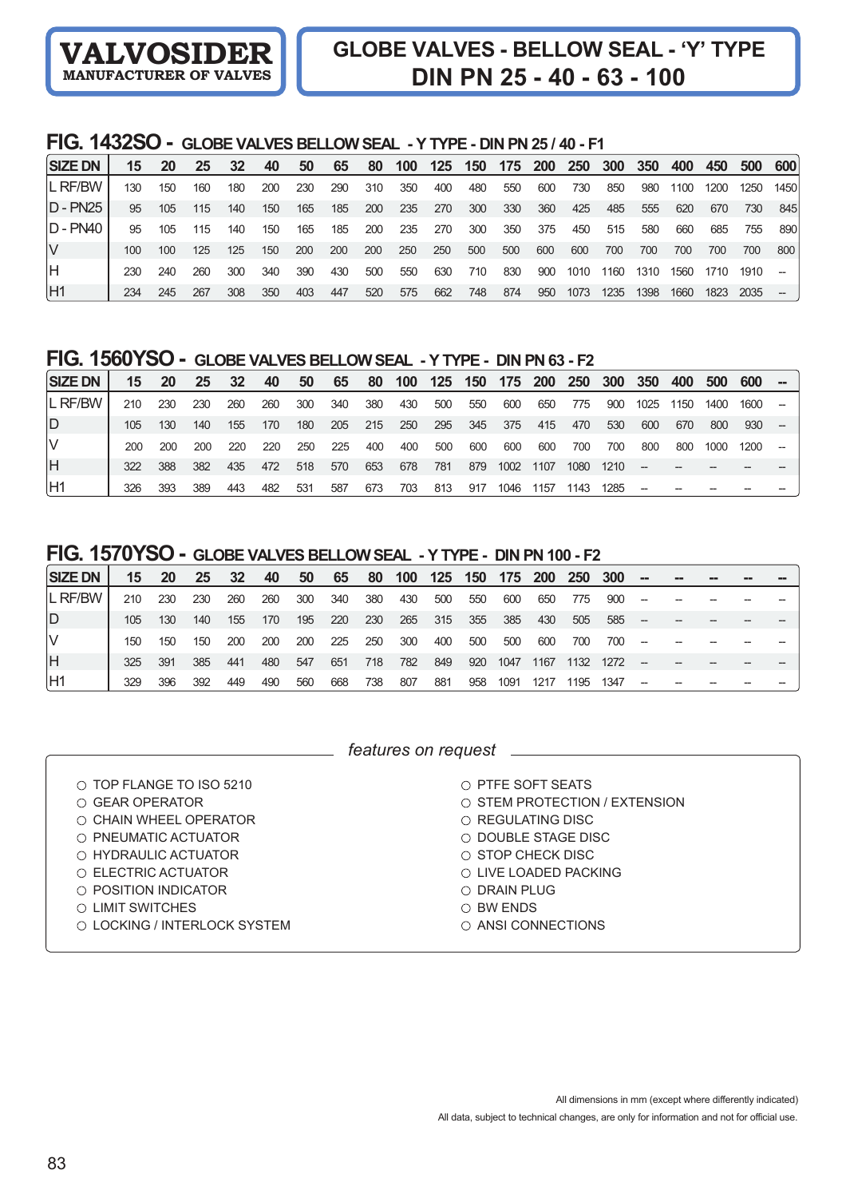# VALVOSIDER
MANUFACTURER OF VALVES

# GLOBE VALVES - BELLOW SEAL - 'Y' TYPE
# DIN PN 25 - 40 - 63 - 100

## FIG. 1432SO - GLOBE VALVES BELLOW SEAL - Y TYPE - DIN PN 25 / 40 - F1

| SIZE DN | 15 | 20 | 25 | 32 | 40 | 50 | 65 | 80 | 100 | 125 | 150 | 175 | 200 | 250 | 300 | 350 | 400 | 450 | 500 | 600 |
|---|---|---|---|---|---|---|---|---|---|---|---|---|---|---|---|---|---|---|---|---|
| L RF/BW | 130 | 150 | 160 | 180 | 200 | 230 | 290 | 310 | 350 | 400 | 480 | 550 | 600 | 730 | 850 | 980 | 1100 | 1200 | 1250 | 1450 |
| D - PN25 | 95 | 105 | 115 | 140 | 150 | 165 | 185 | 200 | 235 | 270 | 300 | 330 | 360 | 425 | 485 | 555 | 620 | 670 | 730 | 845 |
| D - PN40 | 95 | 105 | 115 | 140 | 150 | 165 | 185 | 200 | 235 | 270 | 300 | 350 | 375 | 450 | 515 | 580 | 660 | 685 | 755 | 890 |
| V | 100 | 100 | 125 | 125 | 150 | 200 | 200 | 200 | 250 | 250 | 500 | 500 | 600 | 600 | 700 | 700 | 700 | 700 | 700 | 800 |
| H | 230 | 240 | 260 | 300 | 340 | 390 | 430 | 500 | 550 | 630 | 710 | 830 | 900 | 1010 | 1160 | 1310 | 1560 | 1710 | 1910 | -- |
| H1 | 234 | 245 | 267 | 308 | 350 | 403 | 447 | 520 | 575 | 662 | 748 | 874 | 950 | 1073 | 1235 | 1398 | 1660 | 1823 | 2035 | -- |

## FIG. 1560YSO - GLOBE VALVES BELLOW SEAL - Y TYPE - DIN PN 63 - F2

| SIZE DN | 15 | 20 | 25 | 32 | 40 | 50 | 65 | 80 | 100 | 125 | 150 | 175 | 200 | 250 | 300 | 350 | 400 | 500 | 600 | -- |
|---|---|---|---|---|---|---|---|---|---|---|---|---|---|---|---|---|---|---|---|---|
| L RF/BW | 210 | 230 | 230 | 260 | 260 | 300 | 340 | 380 | 430 | 500 | 550 | 600 | 650 | 775 | 900 | 1025 | 1150 | 1400 | 1600 | -- |
| D | 105 | 130 | 140 | 155 | 170 | 180 | 205 | 215 | 250 | 295 | 345 | 375 | 415 | 470 | 530 | 600 | 670 | 800 | 930 | -- |
| V | 200 | 200 | 200 | 220 | 220 | 250 | 225 | 400 | 400 | 500 | 600 | 600 | 600 | 700 | 700 | 800 | 800 | 1000 | 1200 | -- |
| H | 322 | 388 | 382 | 435 | 472 | 518 | 570 | 653 | 678 | 781 | 879 | 1002 | 1107 | 1080 | 1210 | -- | -- | -- | -- | -- |
| H1 | 326 | 393 | 389 | 443 | 482 | 531 | 587 | 673 | 703 | 813 | 917 | 1046 | 1157 | 1143 | 1285 | -- | -- | -- | -- | -- |

## FIG. 1570YSO - GLOBE VALVES BELLOW SEAL - Y TYPE - DIN PN 100 - F2

| SIZE DN | 15 | 20 | 25 | 32 | 40 | 50 | 65 | 80 | 100 | 125 | 150 | 175 | 200 | 250 | 300 | -- | -- | -- | -- | -- |
|---|---|---|---|---|---|---|---|---|---|---|---|---|---|---|---|---|---|---|---|---|
| L RF/BW | 210 | 230 | 230 | 260 | 260 | 300 | 340 | 380 | 430 | 500 | 550 | 600 | 650 | 775 | 900 | -- | -- | -- | -- | -- |
| D | 105 | 130 | 140 | 155 | 170 | 195 | 220 | 230 | 265 | 315 | 355 | 385 | 430 | 505 | 585 | -- | -- | -- | -- | -- |
| V | 150 | 150 | 150 | 200 | 200 | 200 | 225 | 250 | 300 | 400 | 500 | 500 | 600 | 700 | 700 | -- | -- | -- | -- | -- |
| H | 325 | 391 | 385 | 441 | 480 | 547 | 651 | 718 | 782 | 849 | 920 | 1047 | 1167 | 1132 | 1272 | -- | -- | -- | -- | -- |
| H1 | 329 | 396 | 392 | 449 | 490 | 560 | 668 | 738 | 807 | 881 | 958 | 1091 | 1217 | 1195 | 1347 | -- | -- | -- | -- | -- |

*features on request*

- ○ TOP FLANGE TO ISO 5210
- ○ GEAR OPERATOR
- ○ CHAIN WHEEL OPERATOR
- ○ PNEUMATIC ACTUATOR
- ○ HYDRAULIC ACTUATOR
- ○ ELECTRIC ACTUATOR
- ○ POSITION INDICATOR
- ○ LIMIT SWITCHES
- ○ LOCKING / INTERLOCK SYSTEM
- ○ PTFE SOFT SEATS
- ○ STEM PROTECTION / EXTENSION
- ○ REGULATING DISC
- ○ DOUBLE STAGE DISC
- ○ STOP CHECK DISC
- ○ LIVE LOADED PACKING
- ○ DRAIN PLUG
- ○ BW ENDS
- ○ ANSI CONNECTIONS

All dimensions in mm (except where differently indicated)

All data, subject to technical changes, are only for information and not for official use.